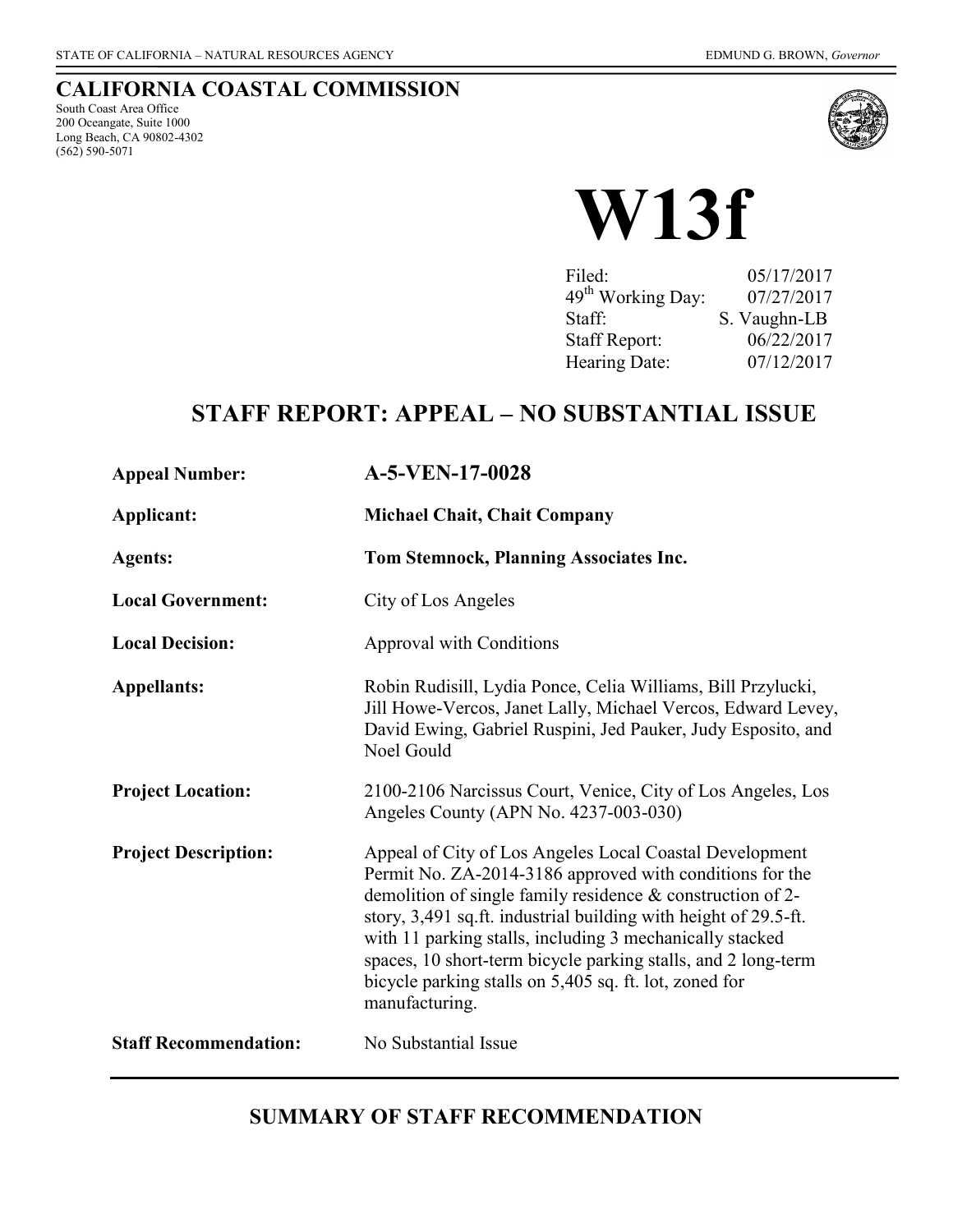STATE OF CALIFORNIA – NATURAL RESOURCES AGENCY EDMUND G. BROWN, *Governor*

# CALIFORNIA COASTAL COMMISSION

South Coast Area Office
200 Oceangate, Suite 1000
Long Beach, CA 90802-4302
(562) 590-5071

# W13f

| | |
|---|---|
| Filed: | 05/17/2017 |
| 49th Working Day: | 07/27/2017 |
| Staff: | S. Vaughn-LB |
| Staff Report: | 06/22/2017 |
| Hearing Date: | 07/12/2017 |

## STAFF REPORT: APPEAL – NO SUBSTANTIAL ISSUE

| | |
|---|---|
| **Appeal Number:** | **A-5-VEN-17-0028** |
| **Applicant:** | **Michael Chait, Chait Company** |
| **Agents:** | **Tom Stemnock, Planning Associates Inc.** |
| **Local Government:** | City of Los Angeles |
| **Local Decision:** | Approval with Conditions |
| **Appellants:** | Robin Rudisill, Lydia Ponce, Celia Williams, Bill Przylucki, Jill Howe-Vercos, Janet Lally, Michael Vercos, Edward Levey, David Ewing, Gabriel Ruspini, Jed Pauker, Judy Esposito, and Noel Gould |
| **Project Location:** | 2100-2106 Narcissus Court, Venice, City of Los Angeles, Los Angeles County (APN No. 4237-003-030) |
| **Project Description:** | Appeal of City of Los Angeles Local Coastal Development Permit No. ZA-2014-3186 approved with conditions for the demolition of single family residence & construction of 2-story, 3,491 sq.ft. industrial building with height of 29.5-ft. with 11 parking stalls, including 3 mechanically stacked spaces, 10 short-term bicycle parking stalls, and 2 long-term bicycle parking stalls on 5,405 sq. ft. lot, zoned for manufacturing. |
| **Staff Recommendation:** | No Substantial Issue |

## SUMMARY OF STAFF RECOMMENDATION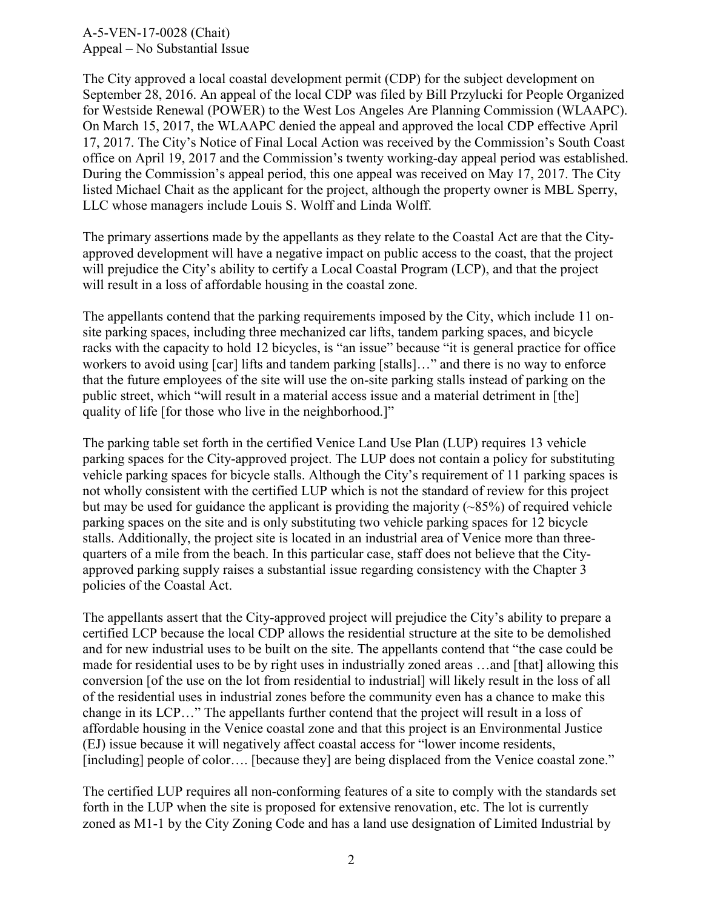The City approved a local coastal development permit (CDP) for the subject development on September 28, 2016. An appeal of the local CDP was filed by Bill Przylucki for People Organized for Westside Renewal (POWER) to the West Los Angeles Are Planning Commission (WLAAPC). On March 15, 2017, the WLAAPC denied the appeal and approved the local CDP effective April 17, 2017. The City's Notice of Final Local Action was received by the Commission's South Coast office on April 19, 2017 and the Commission's twenty working-day appeal period was established. During the Commission's appeal period, this one appeal was received on May 17, 2017. The City listed Michael Chait as the applicant for the project, although the property owner is MBL Sperry, LLC whose managers include Louis S. Wolff and Linda Wolff.

The primary assertions made by the appellants as they relate to the Coastal Act are that the City-approved development will have a negative impact on public access to the coast, that the project will prejudice the City's ability to certify a Local Coastal Program (LCP), and that the project will result in a loss of affordable housing in the coastal zone.

The appellants contend that the parking requirements imposed by the City, which include 11 on-site parking spaces, including three mechanized car lifts, tandem parking spaces, and bicycle racks with the capacity to hold 12 bicycles, is "an issue" because "it is general practice for office workers to avoid using [car] lifts and tandem parking [stalls]…" and there is no way to enforce that the future employees of the site will use the on-site parking stalls instead of parking on the public street, which "will result in a material access issue and a material detriment in [the] quality of life [for those who live in the neighborhood.]"

The parking table set forth in the certified Venice Land Use Plan (LUP) requires 13 vehicle parking spaces for the City-approved project. The LUP does not contain a policy for substituting vehicle parking spaces for bicycle stalls. Although the City's requirement of 11 parking spaces is not wholly consistent with the certified LUP which is not the standard of review for this project but may be used for guidance the applicant is providing the majority (~85%) of required vehicle parking spaces on the site and is only substituting two vehicle parking spaces for 12 bicycle stalls. Additionally, the project site is located in an industrial area of Venice more than three-quarters of a mile from the beach. In this particular case, staff does not believe that the City-approved parking supply raises a substantial issue regarding consistency with the Chapter 3 policies of the Coastal Act.

The appellants assert that the City-approved project will prejudice the City's ability to prepare a certified LCP because the local CDP allows the residential structure at the site to be demolished and for new industrial uses to be built on the site. The appellants contend that "the case could be made for residential uses to be by right uses in industrially zoned areas …and [that] allowing this conversion [of the use on the lot from residential to industrial] will likely result in the loss of all of the residential uses in industrial zones before the community even has a chance to make this change in its LCP…" The appellants further contend that the project will result in a loss of affordable housing in the Venice coastal zone and that this project is an Environmental Justice (EJ) issue because it will negatively affect coastal access for "lower income residents, [including] people of color…. [because they] are being displaced from the Venice coastal zone."

The certified LUP requires all non-conforming features of a site to comply with the standards set forth in the LUP when the site is proposed for extensive renovation, etc. The lot is currently zoned as M1-1 by the City Zoning Code and has a land use designation of Limited Industrial by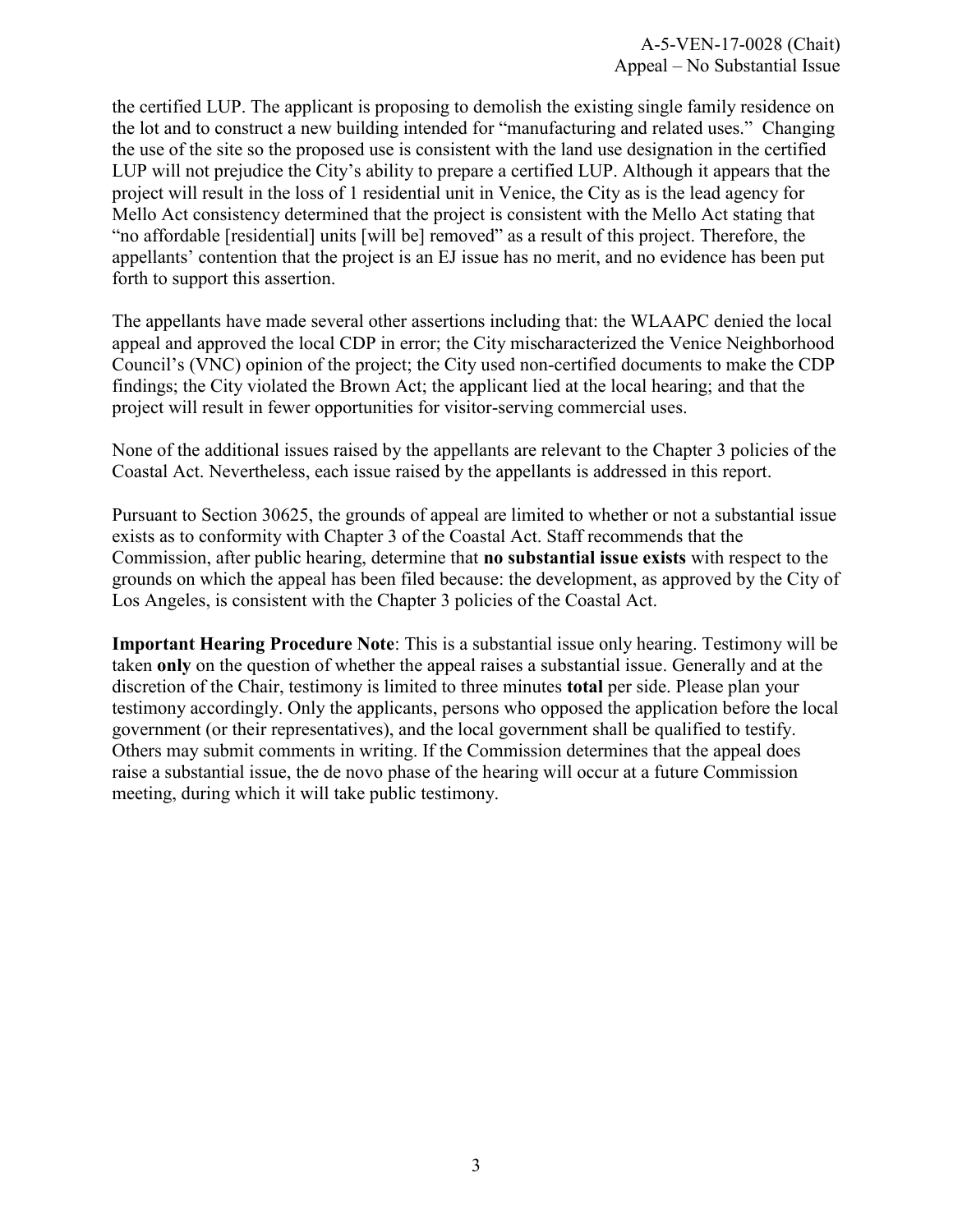the certified LUP. The applicant is proposing to demolish the existing single family residence on the lot and to construct a new building intended for "manufacturing and related uses." Changing the use of the site so the proposed use is consistent with the land use designation in the certified LUP will not prejudice the City's ability to prepare a certified LUP. Although it appears that the project will result in the loss of 1 residential unit in Venice, the City as is the lead agency for Mello Act consistency determined that the project is consistent with the Mello Act stating that "no affordable [residential] units [will be] removed" as a result of this project. Therefore, the appellants' contention that the project is an EJ issue has no merit, and no evidence has been put forth to support this assertion.

The appellants have made several other assertions including that: the WLAAPC denied the local appeal and approved the local CDP in error; the City mischaracterized the Venice Neighborhood Council's (VNC) opinion of the project; the City used non-certified documents to make the CDP findings; the City violated the Brown Act; the applicant lied at the local hearing; and that the project will result in fewer opportunities for visitor-serving commercial uses.

None of the additional issues raised by the appellants are relevant to the Chapter 3 policies of the Coastal Act. Nevertheless, each issue raised by the appellants is addressed in this report.

Pursuant to Section 30625, the grounds of appeal are limited to whether or not a substantial issue exists as to conformity with Chapter 3 of the Coastal Act. Staff recommends that the Commission, after public hearing, determine that **no substantial issue exists** with respect to the grounds on which the appeal has been filed because: the development, as approved by the City of Los Angeles, is consistent with the Chapter 3 policies of the Coastal Act.

**Important Hearing Procedure Note**: This is a substantial issue only hearing. Testimony will be taken **only** on the question of whether the appeal raises a substantial issue. Generally and at the discretion of the Chair, testimony is limited to three minutes **total** per side. Please plan your testimony accordingly. Only the applicants, persons who opposed the application before the local government (or their representatives), and the local government shall be qualified to testify. Others may submit comments in writing. If the Commission determines that the appeal does raise a substantial issue, the de novo phase of the hearing will occur at a future Commission meeting, during which it will take public testimony.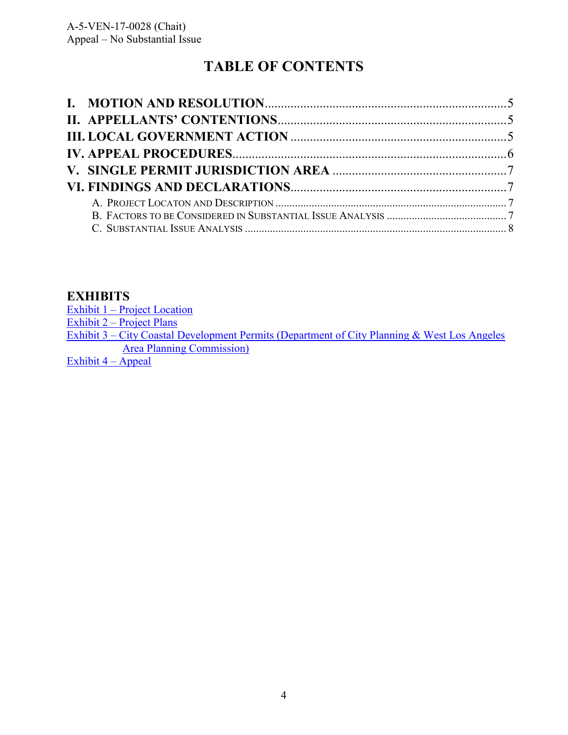# TABLE OF CONTENTS

**I. MOTION AND RESOLUTION** .......... 5
**II. APPELLANTS' CONTENTIONS** .......... 5
**III. LOCAL GOVERNMENT ACTION** .......... 5
**IV. APPEAL PROCEDURES** .......... 6
**V. SINGLE PERMIT JURISDICTION AREA** .......... 7
**VI. FINDINGS AND DECLARATIONS** .......... 7
  A. PROJECT LOCATON AND DESCRIPTION .......... 7
  B. FACTORS TO BE CONSIDERED IN SUBSTANTIAL ISSUE ANALYSIS .......... 7
  C. SUBSTANTIAL ISSUE ANALYSIS .......... 8

## EXHIBITS

Exhibit 1 – Project Location
Exhibit 2 – Project Plans
Exhibit 3 – City Coastal Development Permits (Department of City Planning & West Los Angeles Area Planning Commission)
Exhibit 4 – Appeal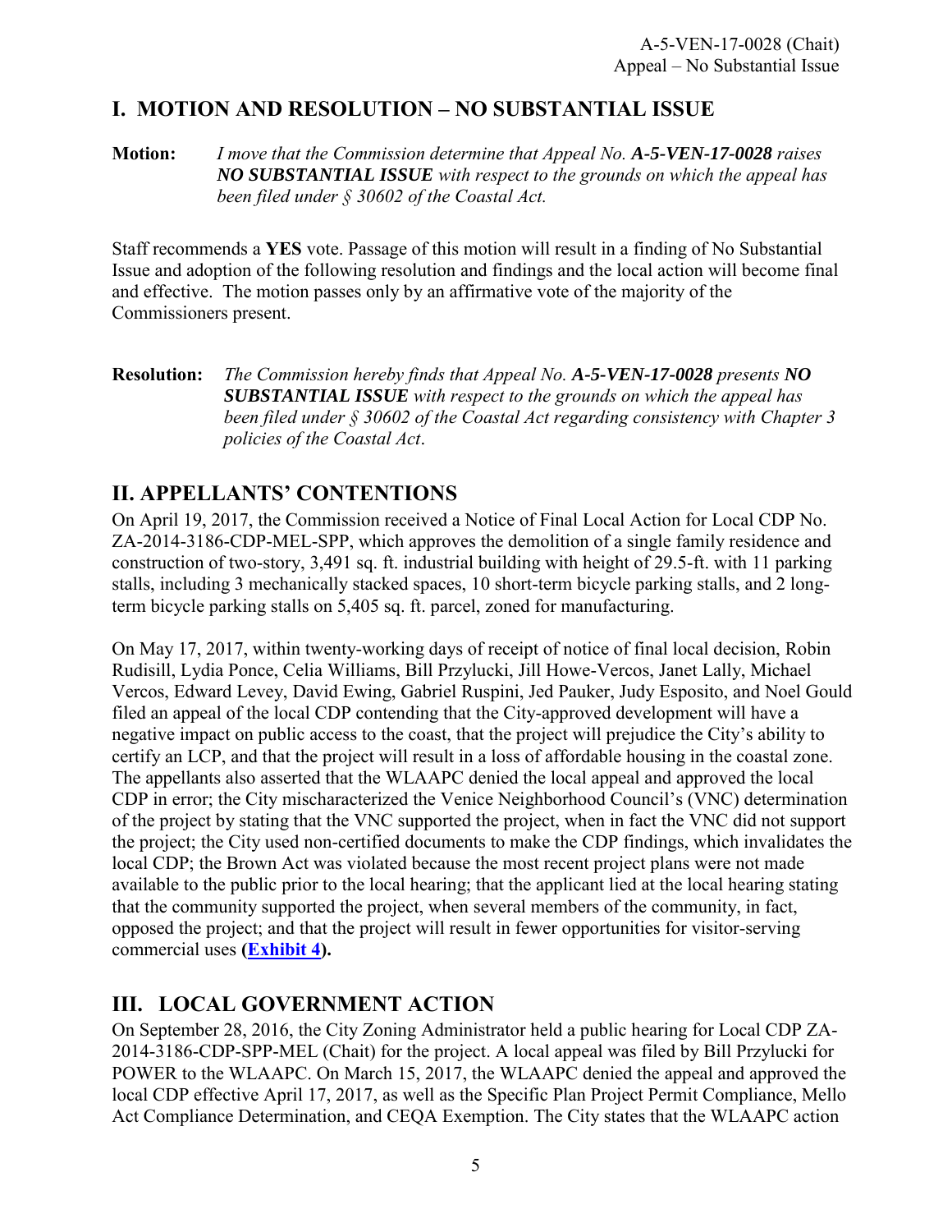## I. MOTION AND RESOLUTION – NO SUBSTANTIAL ISSUE

**Motion:** *I move that the Commission determine that Appeal No.* ***A-5-VEN-17-0028*** *raises* ***NO SUBSTANTIAL ISSUE*** *with respect to the grounds on which the appeal has been filed under § 30602 of the Coastal Act.*

Staff recommends a **YES** vote. Passage of this motion will result in a finding of No Substantial Issue and adoption of the following resolution and findings and the local action will become final and effective. The motion passes only by an affirmative vote of the majority of the Commissioners present.

**Resolution:** *The Commission hereby finds that Appeal No.* ***A-5-VEN-17-0028*** *presents* ***NO SUBSTANTIAL ISSUE*** *with respect to the grounds on which the appeal has been filed under § 30602 of the Coastal Act regarding consistency with Chapter 3 policies of the Coastal Act*.

## II. APPELLANTS' CONTENTIONS

On April 19, 2017, the Commission received a Notice of Final Local Action for Local CDP No. ZA-2014-3186-CDP-MEL-SPP, which approves the demolition of a single family residence and construction of two-story, 3,491 sq. ft. industrial building with height of 29.5-ft. with 11 parking stalls, including 3 mechanically stacked spaces, 10 short-term bicycle parking stalls, and 2 long-term bicycle parking stalls on 5,405 sq. ft. parcel, zoned for manufacturing.

On May 17, 2017, within twenty-working days of receipt of notice of final local decision, Robin Rudisill, Lydia Ponce, Celia Williams, Bill Przylucki, Jill Howe-Vercos, Janet Lally, Michael Vercos, Edward Levey, David Ewing, Gabriel Ruspini, Jed Pauker, Judy Esposito, and Noel Gould filed an appeal of the local CDP contending that the City-approved development will have a negative impact on public access to the coast, that the project will prejudice the City's ability to certify an LCP, and that the project will result in a loss of affordable housing in the coastal zone. The appellants also asserted that the WLAAPC denied the local appeal and approved the local CDP in error; the City mischaracterized the Venice Neighborhood Council's (VNC) determination of the project by stating that the VNC supported the project, when in fact the VNC did not support the project; the City used non-certified documents to make the CDP findings, which invalidates the local CDP; the Brown Act was violated because the most recent project plans were not made available to the public prior to the local hearing; that the applicant lied at the local hearing stating that the community supported the project, when several members of the community, in fact, opposed the project; and that the project will result in fewer opportunities for visitor-serving commercial uses **(Exhibit 4).**

## III. LOCAL GOVERNMENT ACTION

On September 28, 2016, the City Zoning Administrator held a public hearing for Local CDP ZA-2014-3186-CDP-SPP-MEL (Chait) for the project. A local appeal was filed by Bill Przylucki for POWER to the WLAAPC. On March 15, 2017, the WLAAPC denied the appeal and approved the local CDP effective April 17, 2017, as well as the Specific Plan Project Permit Compliance, Mello Act Compliance Determination, and CEQA Exemption. The City states that the WLAAPC action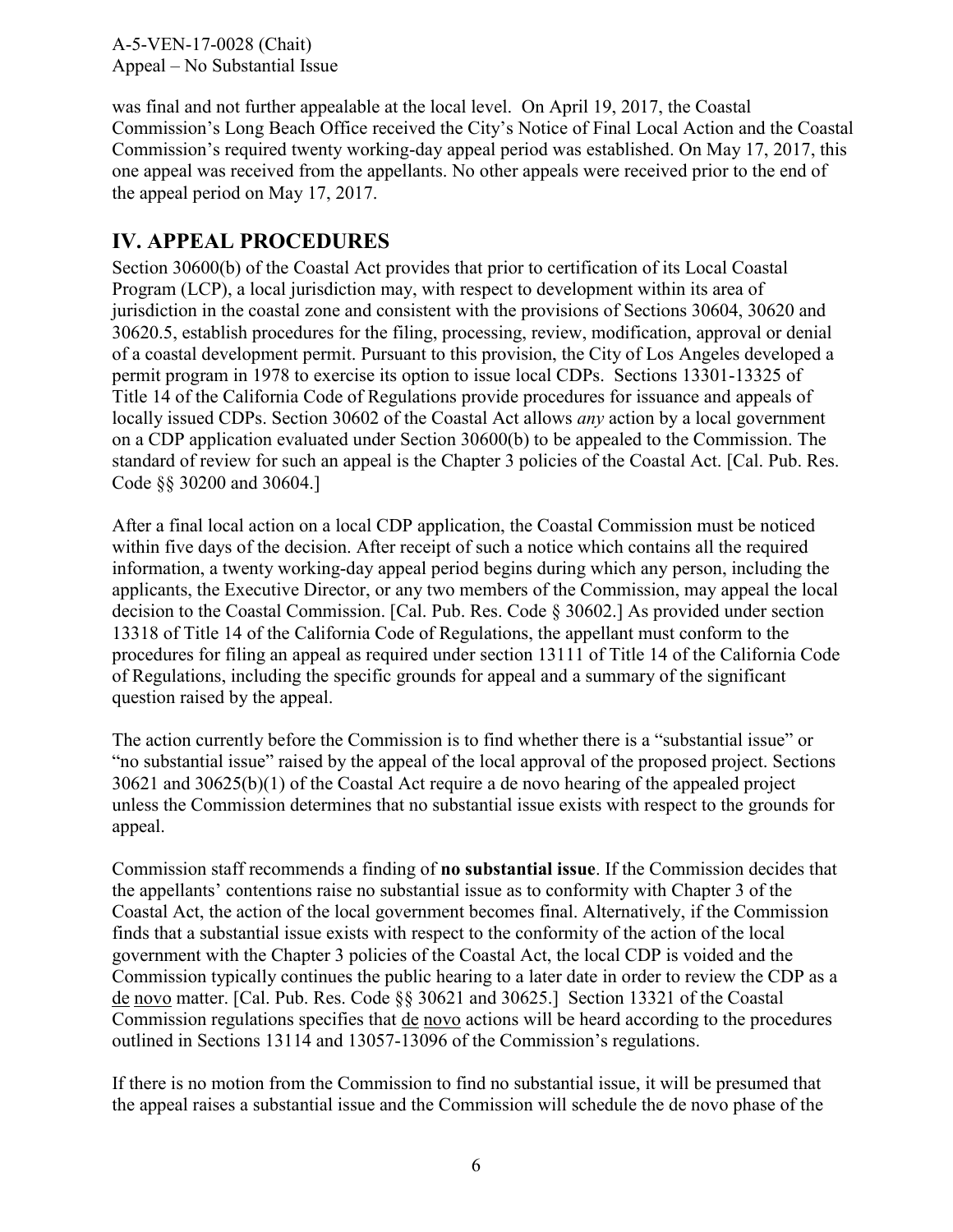was final and not further appealable at the local level. On April 19, 2017, the Coastal Commission's Long Beach Office received the City's Notice of Final Local Action and the Coastal Commission's required twenty working-day appeal period was established. On May 17, 2017, this one appeal was received from the appellants. No other appeals were received prior to the end of the appeal period on May 17, 2017.

## IV. APPEAL PROCEDURES

Section 30600(b) of the Coastal Act provides that prior to certification of its Local Coastal Program (LCP), a local jurisdiction may, with respect to development within its area of jurisdiction in the coastal zone and consistent with the provisions of Sections 30604, 30620 and 30620.5, establish procedures for the filing, processing, review, modification, approval or denial of a coastal development permit. Pursuant to this provision, the City of Los Angeles developed a permit program in 1978 to exercise its option to issue local CDPs. Sections 13301-13325 of Title 14 of the California Code of Regulations provide procedures for issuance and appeals of locally issued CDPs. Section 30602 of the Coastal Act allows *any* action by a local government on a CDP application evaluated under Section 30600(b) to be appealed to the Commission. The standard of review for such an appeal is the Chapter 3 policies of the Coastal Act. [Cal. Pub. Res. Code §§ 30200 and 30604.]

After a final local action on a local CDP application, the Coastal Commission must be noticed within five days of the decision. After receipt of such a notice which contains all the required information, a twenty working-day appeal period begins during which any person, including the applicants, the Executive Director, or any two members of the Commission, may appeal the local decision to the Coastal Commission. [Cal. Pub. Res. Code § 30602.] As provided under section 13318 of Title 14 of the California Code of Regulations, the appellant must conform to the procedures for filing an appeal as required under section 13111 of Title 14 of the California Code of Regulations, including the specific grounds for appeal and a summary of the significant question raised by the appeal.

The action currently before the Commission is to find whether there is a "substantial issue" or "no substantial issue" raised by the appeal of the local approval of the proposed project. Sections 30621 and 30625(b)(1) of the Coastal Act require a de novo hearing of the appealed project unless the Commission determines that no substantial issue exists with respect to the grounds for appeal.

Commission staff recommends a finding of **no substantial issue**. If the Commission decides that the appellants' contentions raise no substantial issue as to conformity with Chapter 3 of the Coastal Act, the action of the local government becomes final. Alternatively, if the Commission finds that a substantial issue exists with respect to the conformity of the action of the local government with the Chapter 3 policies of the Coastal Act, the local CDP is voided and the Commission typically continues the public hearing to a later date in order to review the CDP as a de novo matter. [Cal. Pub. Res. Code §§ 30621 and 30625.] Section 13321 of the Coastal Commission regulations specifies that de novo actions will be heard according to the procedures outlined in Sections 13114 and 13057-13096 of the Commission's regulations.

If there is no motion from the Commission to find no substantial issue, it will be presumed that the appeal raises a substantial issue and the Commission will schedule the de novo phase of the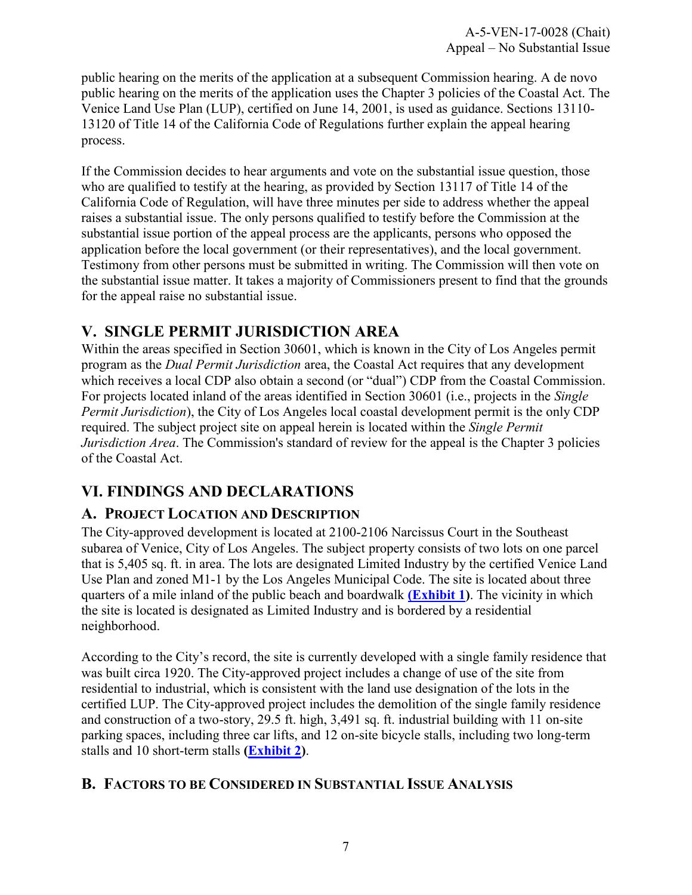public hearing on the merits of the application at a subsequent Commission hearing. A de novo public hearing on the merits of the application uses the Chapter 3 policies of the Coastal Act. The Venice Land Use Plan (LUP), certified on June 14, 2001, is used as guidance. Sections 13110-13120 of Title 14 of the California Code of Regulations further explain the appeal hearing process.

If the Commission decides to hear arguments and vote on the substantial issue question, those who are qualified to testify at the hearing, as provided by Section 13117 of Title 14 of the California Code of Regulation, will have three minutes per side to address whether the appeal raises a substantial issue. The only persons qualified to testify before the Commission at the substantial issue portion of the appeal process are the applicants, persons who opposed the application before the local government (or their representatives), and the local government. Testimony from other persons must be submitted in writing. The Commission will then vote on the substantial issue matter. It takes a majority of Commissioners present to find that the grounds for the appeal raise no substantial issue.

## V. SINGLE PERMIT JURISDICTION AREA

Within the areas specified in Section 30601, which is known in the City of Los Angeles permit program as the *Dual Permit Jurisdiction* area, the Coastal Act requires that any development which receives a local CDP also obtain a second (or "dual") CDP from the Coastal Commission. For projects located inland of the areas identified in Section 30601 (i.e., projects in the *Single Permit Jurisdiction*), the City of Los Angeles local coastal development permit is the only CDP required. The subject project site on appeal herein is located within the *Single Permit Jurisdiction Area*. The Commission's standard of review for the appeal is the Chapter 3 policies of the Coastal Act.

## VI. FINDINGS AND DECLARATIONS

### A. PROJECT LOCATION AND DESCRIPTION

The City-approved development is located at 2100-2106 Narcissus Court in the Southeast subarea of Venice, City of Los Angeles. The subject property consists of two lots on one parcel that is 5,405 sq. ft. in area. The lots are designated Limited Industry by the certified Venice Land Use Plan and zoned M1-1 by the Los Angeles Municipal Code. The site is located about three quarters of a mile inland of the public beach and boardwalk **(Exhibit 1)**. The vicinity in which the site is located is designated as Limited Industry and is bordered by a residential neighborhood.

According to the City's record, the site is currently developed with a single family residence that was built circa 1920. The City-approved project includes a change of use of the site from residential to industrial, which is consistent with the land use designation of the lots in the certified LUP. The City-approved project includes the demolition of the single family residence and construction of a two-story, 29.5 ft. high, 3,491 sq. ft. industrial building with 11 on-site parking spaces, including three car lifts, and 12 on-site bicycle stalls, including two long-term stalls and 10 short-term stalls **(Exhibit 2)**.

### B. FACTORS TO BE CONSIDERED IN SUBSTANTIAL ISSUE ANALYSIS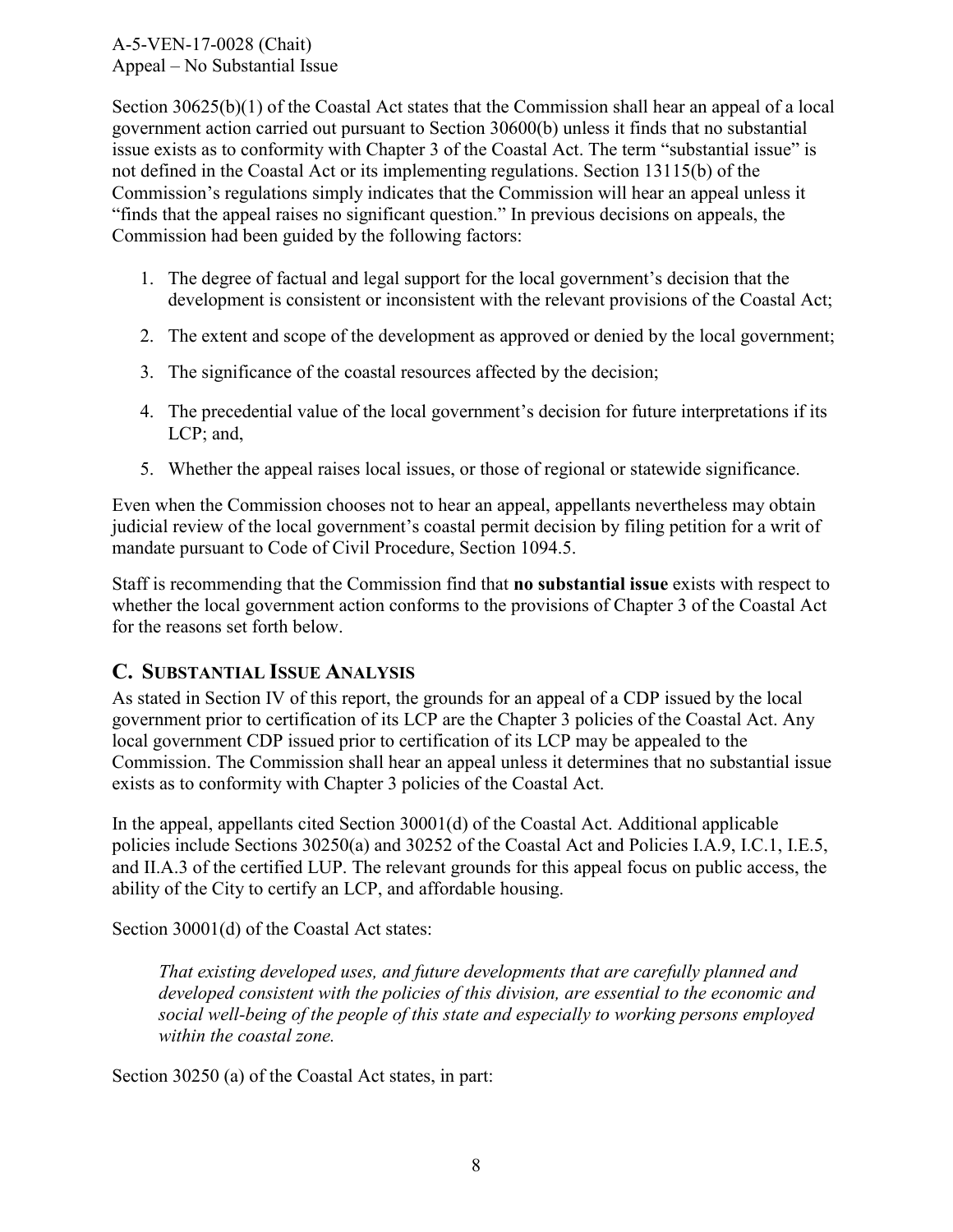Section 30625(b)(1) of the Coastal Act states that the Commission shall hear an appeal of a local government action carried out pursuant to Section 30600(b) unless it finds that no substantial issue exists as to conformity with Chapter 3 of the Coastal Act. The term "substantial issue" is not defined in the Coastal Act or its implementing regulations. Section 13115(b) of the Commission's regulations simply indicates that the Commission will hear an appeal unless it "finds that the appeal raises no significant question." In previous decisions on appeals, the Commission had been guided by the following factors:

1. The degree of factual and legal support for the local government's decision that the development is consistent or inconsistent with the relevant provisions of the Coastal Act;
2. The extent and scope of the development as approved or denied by the local government;
3. The significance of the coastal resources affected by the decision;
4. The precedential value of the local government's decision for future interpretations if its LCP; and,
5. Whether the appeal raises local issues, or those of regional or statewide significance.

Even when the Commission chooses not to hear an appeal, appellants nevertheless may obtain judicial review of the local government's coastal permit decision by filing petition for a writ of mandate pursuant to Code of Civil Procedure, Section 1094.5.

Staff is recommending that the Commission find that **no substantial issue** exists with respect to whether the local government action conforms to the provisions of Chapter 3 of the Coastal Act for the reasons set forth below.

## C. Substantial Issue Analysis

As stated in Section IV of this report, the grounds for an appeal of a CDP issued by the local government prior to certification of its LCP are the Chapter 3 policies of the Coastal Act. Any local government CDP issued prior to certification of its LCP may be appealed to the Commission. The Commission shall hear an appeal unless it determines that no substantial issue exists as to conformity with Chapter 3 policies of the Coastal Act.

In the appeal, appellants cited Section 30001(d) of the Coastal Act. Additional applicable policies include Sections 30250(a) and 30252 of the Coastal Act and Policies I.A.9, I.C.1, I.E.5, and II.A.3 of the certified LUP. The relevant grounds for this appeal focus on public access, the ability of the City to certify an LCP, and affordable housing.

Section 30001(d) of the Coastal Act states:

> *That existing developed uses, and future developments that are carefully planned and developed consistent with the policies of this division, are essential to the economic and social well-being of the people of this state and especially to working persons employed within the coastal zone.*

Section 30250 (a) of the Coastal Act states, in part: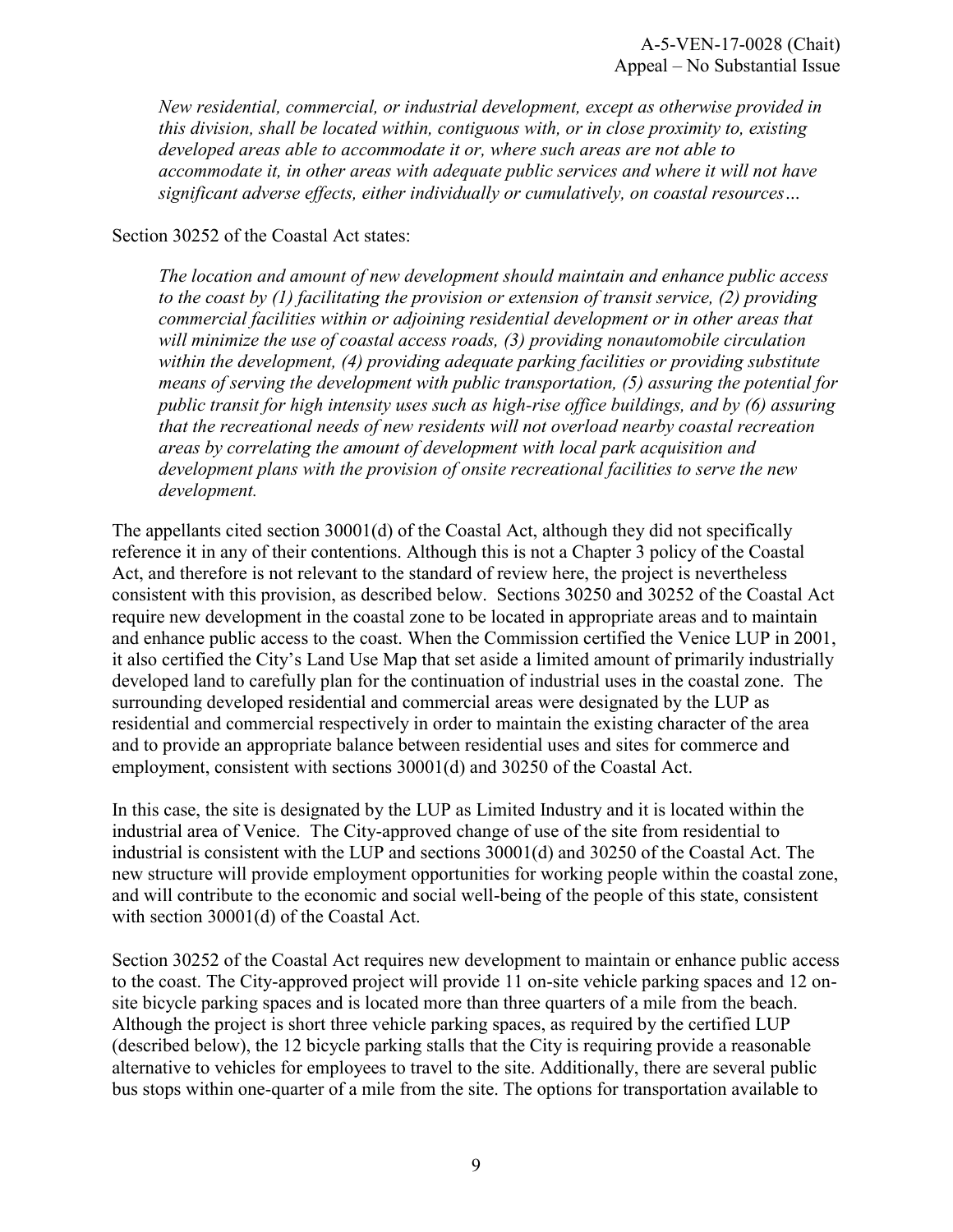*New residential, commercial, or industrial development, except as otherwise provided in this division, shall be located within, contiguous with, or in close proximity to, existing developed areas able to accommodate it or, where such areas are not able to accommodate it, in other areas with adequate public services and where it will not have significant adverse effects, either individually or cumulatively, on coastal resources…*

Section 30252 of the Coastal Act states:

*The location and amount of new development should maintain and enhance public access to the coast by (1) facilitating the provision or extension of transit service, (2) providing commercial facilities within or adjoining residential development or in other areas that will minimize the use of coastal access roads, (3) providing nonautomobile circulation within the development, (4) providing adequate parking facilities or providing substitute means of serving the development with public transportation, (5) assuring the potential for public transit for high intensity uses such as high-rise office buildings, and by (6) assuring that the recreational needs of new residents will not overload nearby coastal recreation areas by correlating the amount of development with local park acquisition and development plans with the provision of onsite recreational facilities to serve the new development.*

The appellants cited section 30001(d) of the Coastal Act, although they did not specifically reference it in any of their contentions. Although this is not a Chapter 3 policy of the Coastal Act, and therefore is not relevant to the standard of review here, the project is nevertheless consistent with this provision, as described below. Sections 30250 and 30252 of the Coastal Act require new development in the coastal zone to be located in appropriate areas and to maintain and enhance public access to the coast. When the Commission certified the Venice LUP in 2001, it also certified the City's Land Use Map that set aside a limited amount of primarily industrially developed land to carefully plan for the continuation of industrial uses in the coastal zone. The surrounding developed residential and commercial areas were designated by the LUP as residential and commercial respectively in order to maintain the existing character of the area and to provide an appropriate balance between residential uses and sites for commerce and employment, consistent with sections 30001(d) and 30250 of the Coastal Act.

In this case, the site is designated by the LUP as Limited Industry and it is located within the industrial area of Venice. The City-approved change of use of the site from residential to industrial is consistent with the LUP and sections 30001(d) and 30250 of the Coastal Act. The new structure will provide employment opportunities for working people within the coastal zone, and will contribute to the economic and social well-being of the people of this state, consistent with section 30001(d) of the Coastal Act.

Section 30252 of the Coastal Act requires new development to maintain or enhance public access to the coast. The City-approved project will provide 11 on-site vehicle parking spaces and 12 on-site bicycle parking spaces and is located more than three quarters of a mile from the beach. Although the project is short three vehicle parking spaces, as required by the certified LUP (described below), the 12 bicycle parking stalls that the City is requiring provide a reasonable alternative to vehicles for employees to travel to the site. Additionally, there are several public bus stops within one-quarter of a mile from the site. The options for transportation available to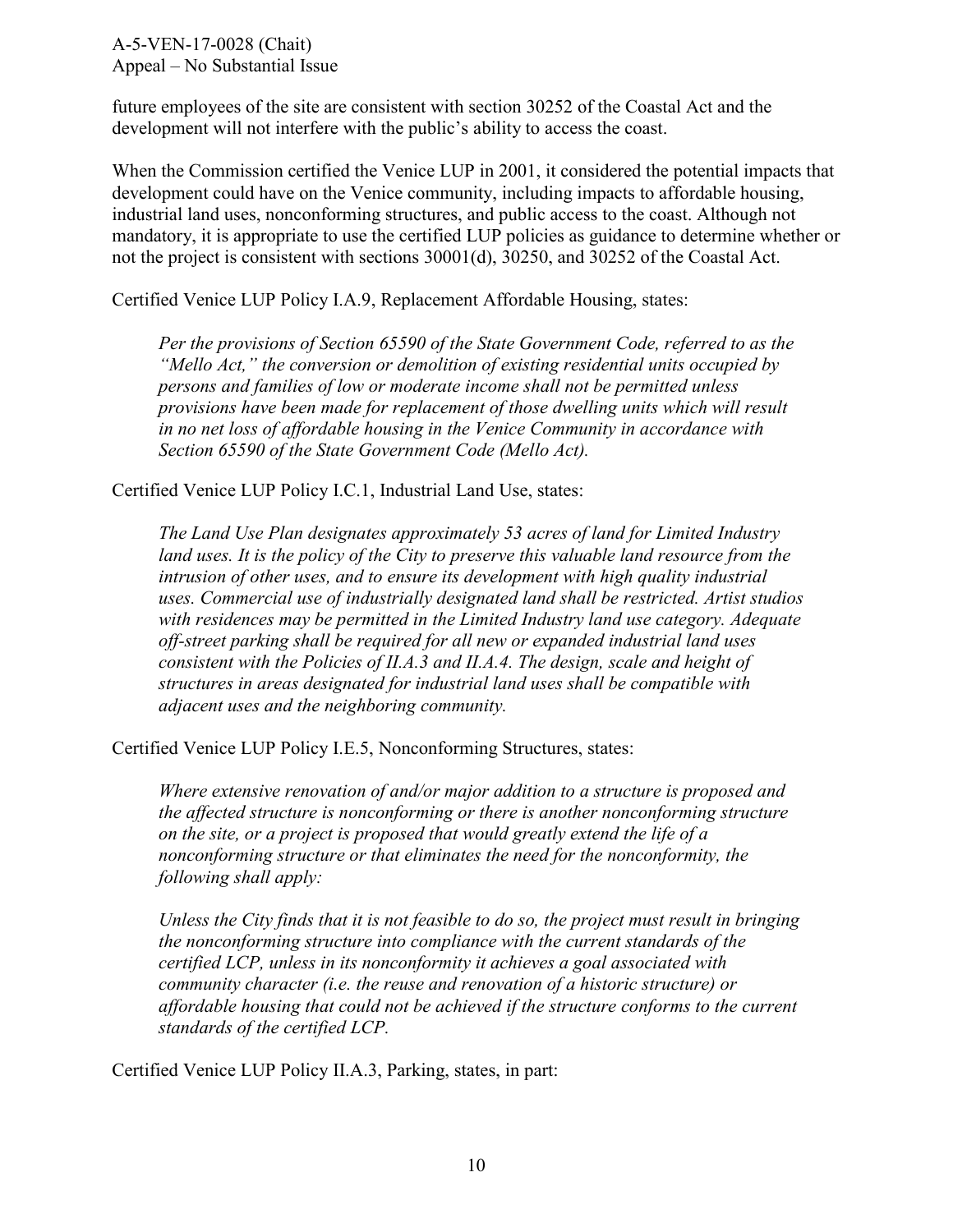future employees of the site are consistent with section 30252 of the Coastal Act and the development will not interfere with the public's ability to access the coast.

When the Commission certified the Venice LUP in 2001, it considered the potential impacts that development could have on the Venice community, including impacts to affordable housing, industrial land uses, nonconforming structures, and public access to the coast. Although not mandatory, it is appropriate to use the certified LUP policies as guidance to determine whether or not the project is consistent with sections 30001(d), 30250, and 30252 of the Coastal Act.

Certified Venice LUP Policy I.A.9, Replacement Affordable Housing, states:

> *Per the provisions of Section 65590 of the State Government Code, referred to as the "Mello Act," the conversion or demolition of existing residential units occupied by persons and families of low or moderate income shall not be permitted unless provisions have been made for replacement of those dwelling units which will result in no net loss of affordable housing in the Venice Community in accordance with Section 65590 of the State Government Code (Mello Act).*

Certified Venice LUP Policy I.C.1, Industrial Land Use, states:

> *The Land Use Plan designates approximately 53 acres of land for Limited Industry land uses. It is the policy of the City to preserve this valuable land resource from the intrusion of other uses, and to ensure its development with high quality industrial uses. Commercial use of industrially designated land shall be restricted. Artist studios with residences may be permitted in the Limited Industry land use category. Adequate off-street parking shall be required for all new or expanded industrial land uses consistent with the Policies of II.A.3 and II.A.4. The design, scale and height of structures in areas designated for industrial land uses shall be compatible with adjacent uses and the neighboring community.*

Certified Venice LUP Policy I.E.5, Nonconforming Structures, states:

> *Where extensive renovation of and/or major addition to a structure is proposed and the affected structure is nonconforming or there is another nonconforming structure on the site, or a project is proposed that would greatly extend the life of a nonconforming structure or that eliminates the need for the nonconformity, the following shall apply:*
>
> *Unless the City finds that it is not feasible to do so, the project must result in bringing the nonconforming structure into compliance with the current standards of the certified LCP, unless in its nonconformity it achieves a goal associated with community character (i.e. the reuse and renovation of a historic structure) or affordable housing that could not be achieved if the structure conforms to the current standards of the certified LCP.*

Certified Venice LUP Policy II.A.3, Parking, states, in part: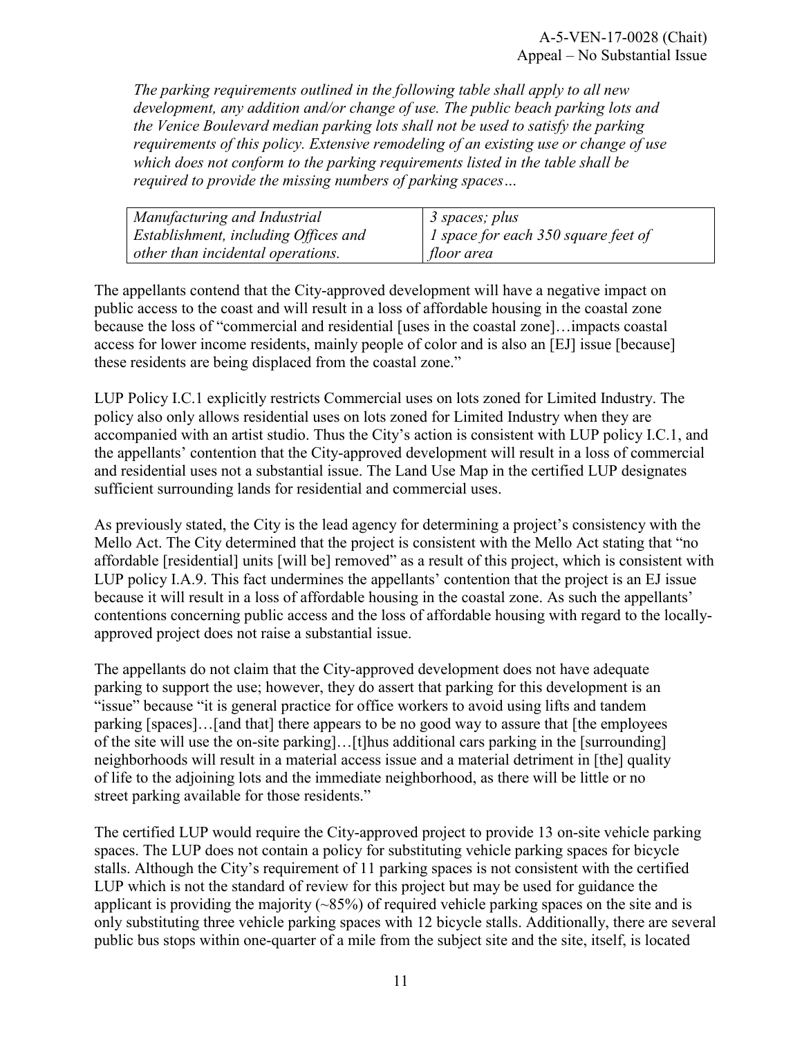*The parking requirements outlined in the following table shall apply to all new development, any addition and/or change of use. The public beach parking lots and the Venice Boulevard median parking lots shall not be used to satisfy the parking requirements of this policy. Extensive remodeling of an existing use or change of use which does not conform to the parking requirements listed in the table shall be required to provide the missing numbers of parking spaces…*

| | |
|---|---|
| *Manufacturing and Industrial Establishment, including Offices and other than incidental operations.* | *3 spaces; plus 1 space for each 350 square feet of floor area* |

The appellants contend that the City-approved development will have a negative impact on public access to the coast and will result in a loss of affordable housing in the coastal zone because the loss of "commercial and residential [uses in the coastal zone]…impacts coastal access for lower income residents, mainly people of color and is also an [EJ] issue [because] these residents are being displaced from the coastal zone."

LUP Policy I.C.1 explicitly restricts Commercial uses on lots zoned for Limited Industry. The policy also only allows residential uses on lots zoned for Limited Industry when they are accompanied with an artist studio. Thus the City's action is consistent with LUP policy I.C.1, and the appellants' contention that the City-approved development will result in a loss of commercial and residential uses not a substantial issue. The Land Use Map in the certified LUP designates sufficient surrounding lands for residential and commercial uses.

As previously stated, the City is the lead agency for determining a project's consistency with the Mello Act. The City determined that the project is consistent with the Mello Act stating that "no affordable [residential] units [will be] removed" as a result of this project, which is consistent with LUP policy I.A.9. This fact undermines the appellants' contention that the project is an EJ issue because it will result in a loss of affordable housing in the coastal zone. As such the appellants' contentions concerning public access and the loss of affordable housing with regard to the locally-approved project does not raise a substantial issue.

The appellants do not claim that the City-approved development does not have adequate parking to support the use; however, they do assert that parking for this development is an "issue" because "it is general practice for office workers to avoid using lifts and tandem parking [spaces]…[and that] there appears to be no good way to assure that [the employees of the site will use the on-site parking]…[t]hus additional cars parking in the [surrounding] neighborhoods will result in a material access issue and a material detriment in [the] quality of life to the adjoining lots and the immediate neighborhood, as there will be little or no street parking available for those residents."

The certified LUP would require the City-approved project to provide 13 on-site vehicle parking spaces. The LUP does not contain a policy for substituting vehicle parking spaces for bicycle stalls. Although the City's requirement of 11 parking spaces is not consistent with the certified LUP which is not the standard of review for this project but may be used for guidance the applicant is providing the majority (~85%) of required vehicle parking spaces on the site and is only substituting three vehicle parking spaces with 12 bicycle stalls. Additionally, there are several public bus stops within one-quarter of a mile from the subject site and the site, itself, is located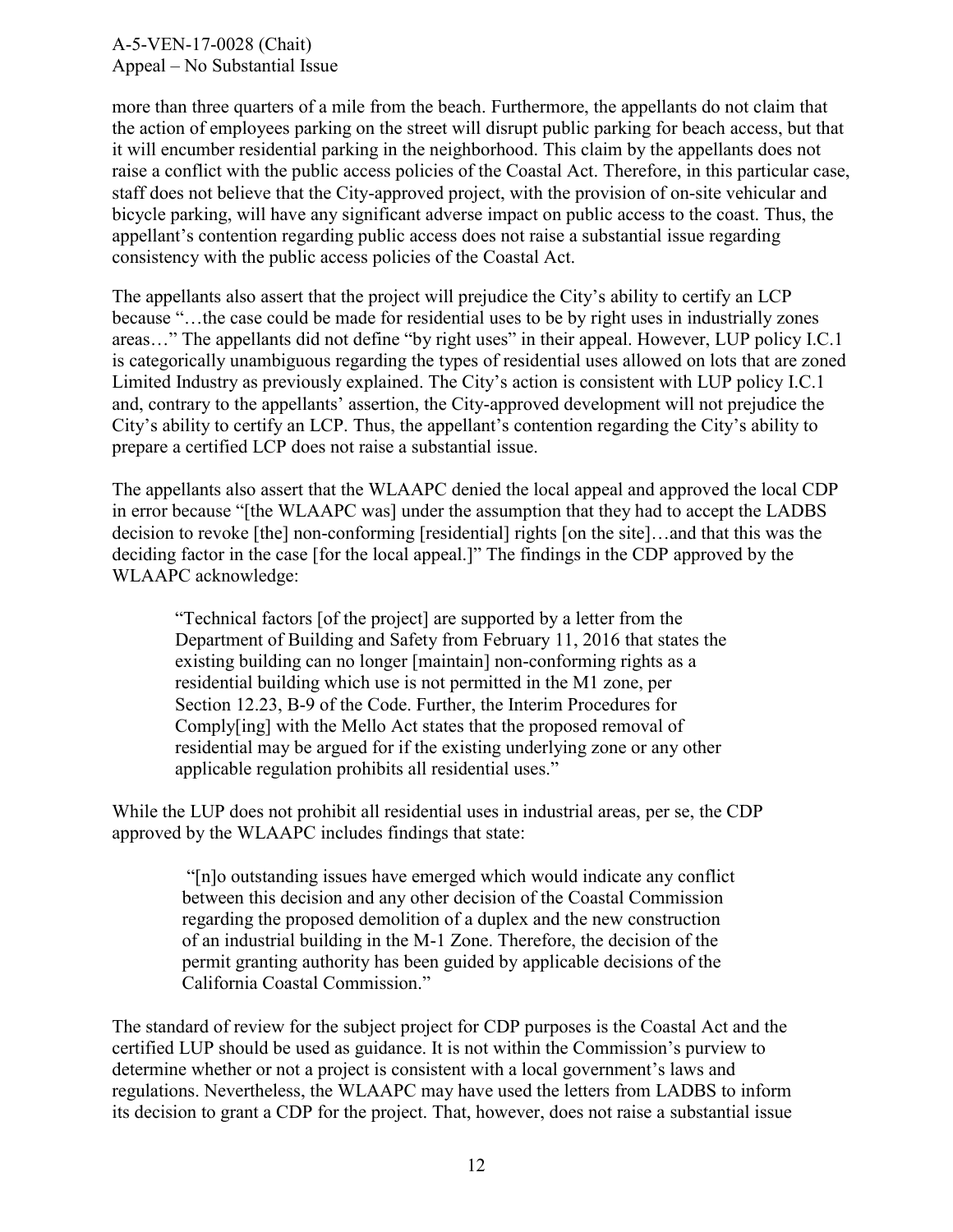more than three quarters of a mile from the beach. Furthermore, the appellants do not claim that the action of employees parking on the street will disrupt public parking for beach access, but that it will encumber residential parking in the neighborhood. This claim by the appellants does not raise a conflict with the public access policies of the Coastal Act. Therefore, in this particular case, staff does not believe that the City-approved project, with the provision of on-site vehicular and bicycle parking, will have any significant adverse impact on public access to the coast. Thus, the appellant's contention regarding public access does not raise a substantial issue regarding consistency with the public access policies of the Coastal Act.

The appellants also assert that the project will prejudice the City's ability to certify an LCP because "…the case could be made for residential uses to be by right uses in industrially zones areas…" The appellants did not define "by right uses" in their appeal. However, LUP policy I.C.1 is categorically unambiguous regarding the types of residential uses allowed on lots that are zoned Limited Industry as previously explained. The City's action is consistent with LUP policy I.C.1 and, contrary to the appellants' assertion, the City-approved development will not prejudice the City's ability to certify an LCP. Thus, the appellant's contention regarding the City's ability to prepare a certified LCP does not raise a substantial issue.

The appellants also assert that the WLAAPC denied the local appeal and approved the local CDP in error because "[the WLAAPC was] under the assumption that they had to accept the LADBS decision to revoke [the] non-conforming [residential] rights [on the site]…and that this was the deciding factor in the case [for the local appeal.]" The findings in the CDP approved by the WLAAPC acknowledge:

> "Technical factors [of the project] are supported by a letter from the Department of Building and Safety from February 11, 2016 that states the existing building can no longer [maintain] non-conforming rights as a residential building which use is not permitted in the M1 zone, per Section 12.23, B-9 of the Code. Further, the Interim Procedures for Comply[ing] with the Mello Act states that the proposed removal of residential may be argued for if the existing underlying zone or any other applicable regulation prohibits all residential uses."

While the LUP does not prohibit all residential uses in industrial areas, per se, the CDP approved by the WLAAPC includes findings that state:

> "[n]o outstanding issues have emerged which would indicate any conflict between this decision and any other decision of the Coastal Commission regarding the proposed demolition of a duplex and the new construction of an industrial building in the M-1 Zone. Therefore, the decision of the permit granting authority has been guided by applicable decisions of the California Coastal Commission."

The standard of review for the subject project for CDP purposes is the Coastal Act and the certified LUP should be used as guidance. It is not within the Commission's purview to determine whether or not a project is consistent with a local government's laws and regulations. Nevertheless, the WLAAPC may have used the letters from LADBS to inform its decision to grant a CDP for the project. That, however, does not raise a substantial issue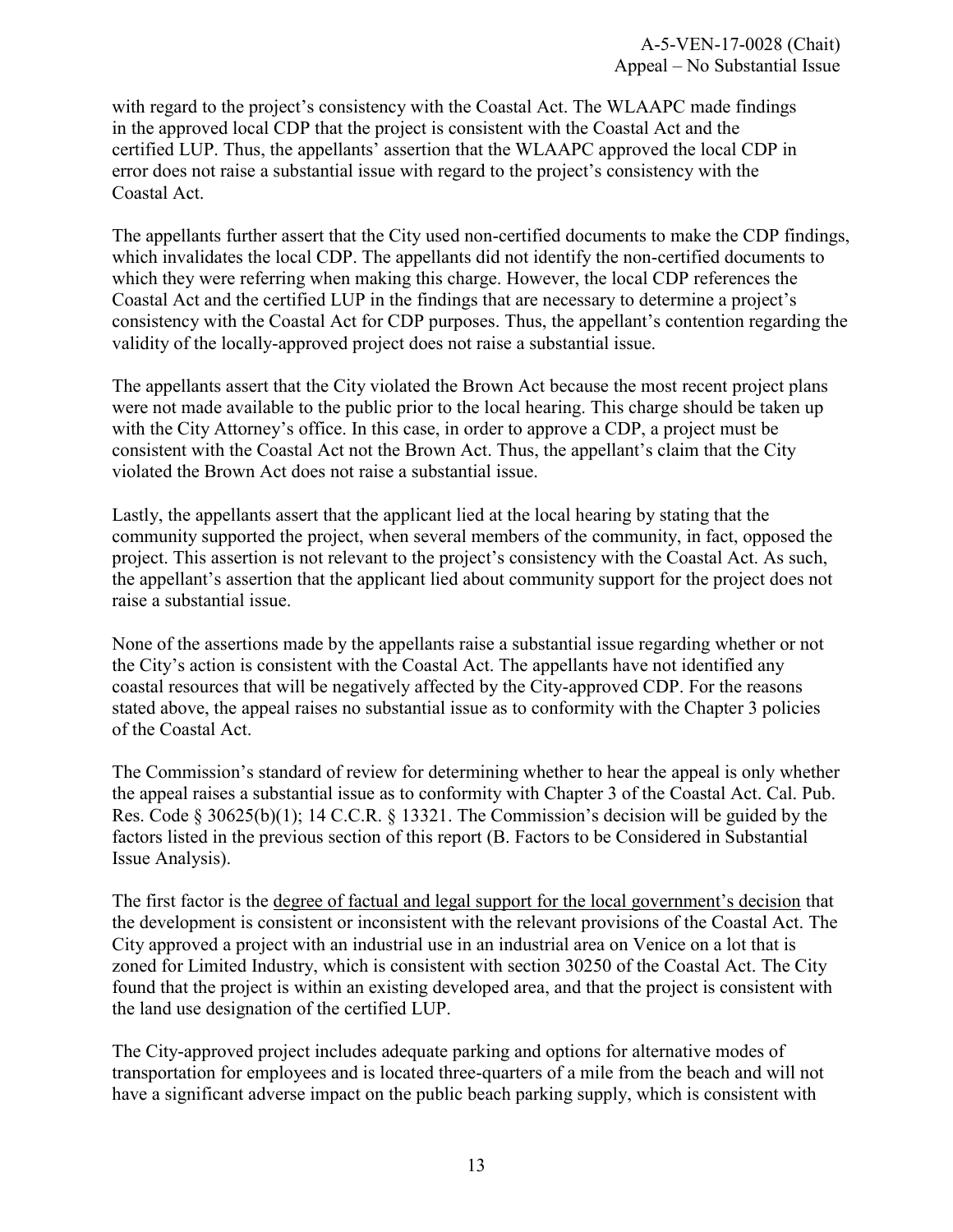with regard to the project's consistency with the Coastal Act. The WLAAPC made findings in the approved local CDP that the project is consistent with the Coastal Act and the certified LUP. Thus, the appellants' assertion that the WLAAPC approved the local CDP in error does not raise a substantial issue with regard to the project's consistency with the Coastal Act.

The appellants further assert that the City used non-certified documents to make the CDP findings, which invalidates the local CDP. The appellants did not identify the non-certified documents to which they were referring when making this charge. However, the local CDP references the Coastal Act and the certified LUP in the findings that are necessary to determine a project's consistency with the Coastal Act for CDP purposes. Thus, the appellant's contention regarding the validity of the locally-approved project does not raise a substantial issue.

The appellants assert that the City violated the Brown Act because the most recent project plans were not made available to the public prior to the local hearing. This charge should be taken up with the City Attorney's office. In this case, in order to approve a CDP, a project must be consistent with the Coastal Act not the Brown Act. Thus, the appellant's claim that the City violated the Brown Act does not raise a substantial issue.

Lastly, the appellants assert that the applicant lied at the local hearing by stating that the community supported the project, when several members of the community, in fact, opposed the project. This assertion is not relevant to the project's consistency with the Coastal Act. As such, the appellant's assertion that the applicant lied about community support for the project does not raise a substantial issue.

None of the assertions made by the appellants raise a substantial issue regarding whether or not the City's action is consistent with the Coastal Act. The appellants have not identified any coastal resources that will be negatively affected by the City-approved CDP. For the reasons stated above, the appeal raises no substantial issue as to conformity with the Chapter 3 policies of the Coastal Act.

The Commission's standard of review for determining whether to hear the appeal is only whether the appeal raises a substantial issue as to conformity with Chapter 3 of the Coastal Act. Cal. Pub. Res. Code § 30625(b)(1); 14 C.C.R. § 13321. The Commission's decision will be guided by the factors listed in the previous section of this report (B. Factors to be Considered in Substantial Issue Analysis).

The first factor is the degree of factual and legal support for the local government's decision that the development is consistent or inconsistent with the relevant provisions of the Coastal Act. The City approved a project with an industrial use in an industrial area on Venice on a lot that is zoned for Limited Industry, which is consistent with section 30250 of the Coastal Act. The City found that the project is within an existing developed area, and that the project is consistent with the land use designation of the certified LUP.

The City-approved project includes adequate parking and options for alternative modes of transportation for employees and is located three-quarters of a mile from the beach and will not have a significant adverse impact on the public beach parking supply, which is consistent with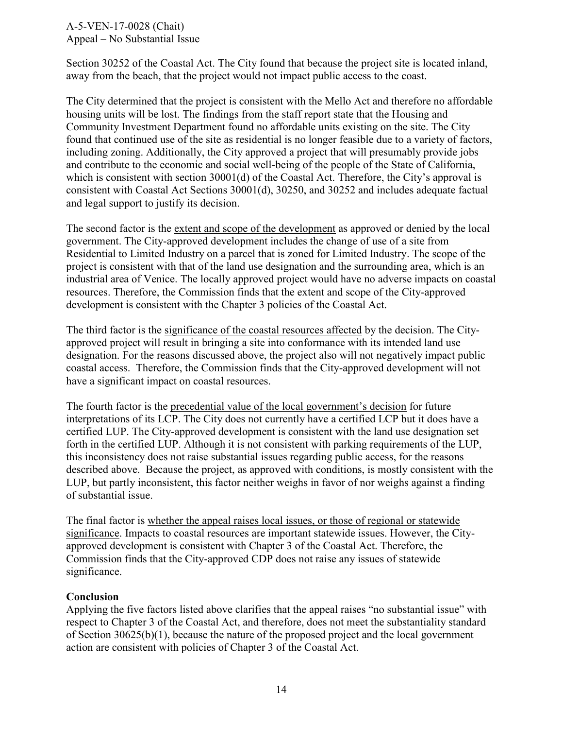Section 30252 of the Coastal Act. The City found that because the project site is located inland, away from the beach, that the project would not impact public access to the coast.

The City determined that the project is consistent with the Mello Act and therefore no affordable housing units will be lost. The findings from the staff report state that the Housing and Community Investment Department found no affordable units existing on the site. The City found that continued use of the site as residential is no longer feasible due to a variety of factors, including zoning. Additionally, the City approved a project that will presumably provide jobs and contribute to the economic and social well-being of the people of the State of California, which is consistent with section 30001(d) of the Coastal Act. Therefore, the City's approval is consistent with Coastal Act Sections 30001(d), 30250, and 30252 and includes adequate factual and legal support to justify its decision.

The second factor is the <u>extent and scope of the development</u> as approved or denied by the local government. The City-approved development includes the change of use of a site from Residential to Limited Industry on a parcel that is zoned for Limited Industry. The scope of the project is consistent with that of the land use designation and the surrounding area, which is an industrial area of Venice. The locally approved project would have no adverse impacts on coastal resources. Therefore, the Commission finds that the extent and scope of the City-approved development is consistent with the Chapter 3 policies of the Coastal Act.

The third factor is the <u>significance of the coastal resources affected</u> by the decision. The City-approved project will result in bringing a site into conformance with its intended land use designation. For the reasons discussed above, the project also will not negatively impact public coastal access. Therefore, the Commission finds that the City-approved development will not have a significant impact on coastal resources.

The fourth factor is the <u>precedential value of the local government's decision</u> for future interpretations of its LCP. The City does not currently have a certified LCP but it does have a certified LUP. The City-approved development is consistent with the land use designation set forth in the certified LUP. Although it is not consistent with parking requirements of the LUP, this inconsistency does not raise substantial issues regarding public access, for the reasons described above. Because the project, as approved with conditions, is mostly consistent with the LUP, but partly inconsistent, this factor neither weighs in favor of nor weighs against a finding of substantial issue.

The final factor is <u>whether the appeal raises local issues, or those of regional or statewide significance</u>. Impacts to coastal resources are important statewide issues. However, the City-approved development is consistent with Chapter 3 of the Coastal Act. Therefore, the Commission finds that the City-approved CDP does not raise any issues of statewide significance.

**Conclusion**

Applying the five factors listed above clarifies that the appeal raises "no substantial issue" with respect to Chapter 3 of the Coastal Act, and therefore, does not meet the substantiality standard of Section 30625(b)(1), because the nature of the proposed project and the local government action are consistent with policies of Chapter 3 of the Coastal Act.